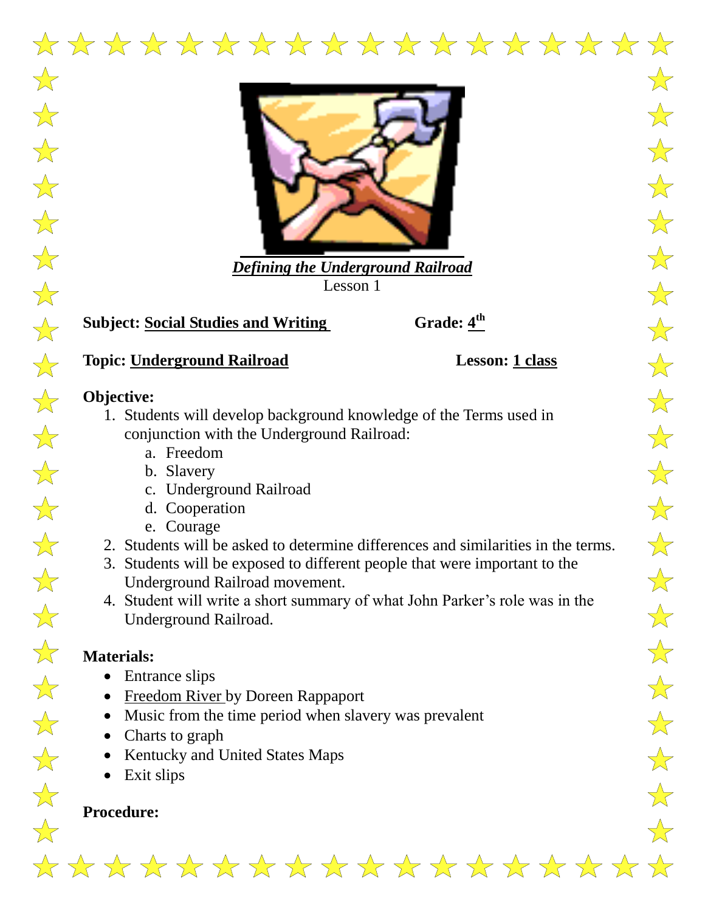***Defining the Underground Railroad***

Lesson 1

**Subject: Social Studies and Writing** **Grade: 4th**

**Topic: Underground Railroad** **Lesson: 1 class**

**Objective:**

1. Students will develop background knowledge of the Terms used in conjunction with the Underground Railroad:
   a. Freedom
   b. Slavery
   c. Underground Railroad
   d. Cooperation
   e. Courage
2. Students will be asked to determine differences and similarities in the terms.
3. Students will be exposed to different people that were important to the Underground Railroad movement.
4. Student will write a short summary of what John Parker's role was in the Underground Railroad.

**Materials:**

- Entrance slips
- Freedom River by Doreen Rappaport
- Music from the time period when slavery was prevalent
- Charts to graph
- Kentucky and United States Maps
- Exit slips

**Procedure:**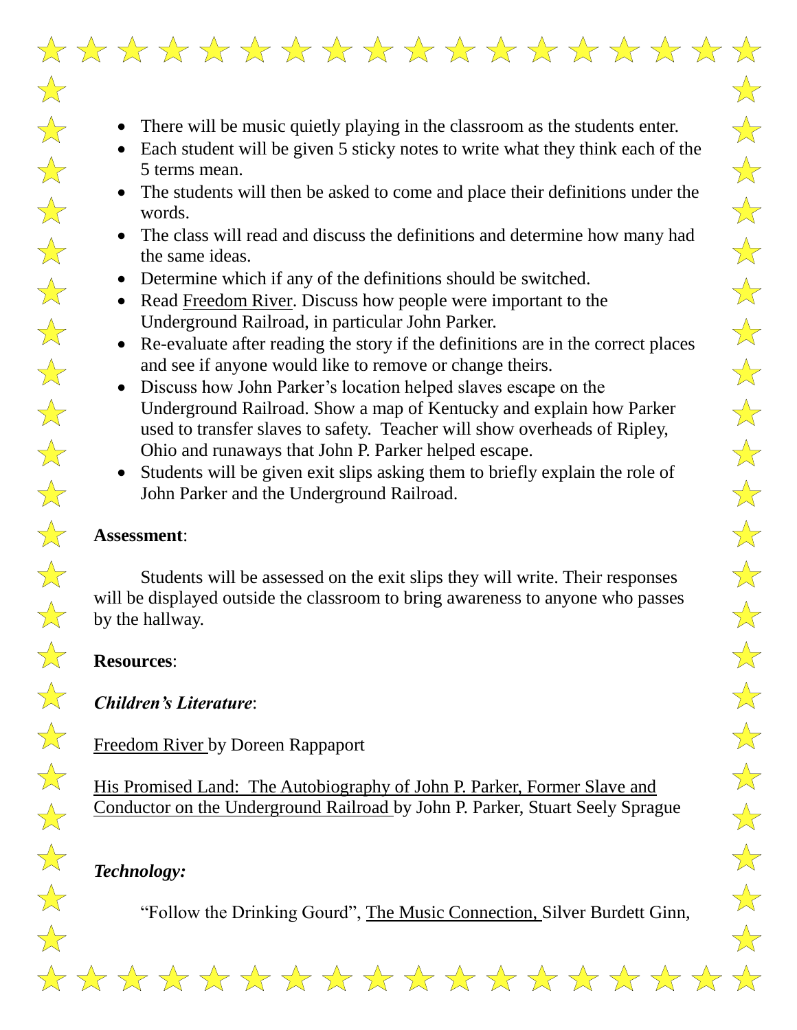- There will be music quietly playing in the classroom as the students enter.
- Each student will be given 5 sticky notes to write what they think each of the 5 terms mean.
- The students will then be asked to come and place their definitions under the words.
- The class will read and discuss the definitions and determine how many had the same ideas.
- Determine which if any of the definitions should be switched.
- Read Freedom River. Discuss how people were important to the Underground Railroad, in particular John Parker.
- Re-evaluate after reading the story if the definitions are in the correct places and see if anyone would like to remove or change theirs.
- Discuss how John Parker's location helped slaves escape on the Underground Railroad. Show a map of Kentucky and explain how Parker used to transfer slaves to safety. Teacher will show overheads of Ripley, Ohio and runaways that John P. Parker helped escape.
- Students will be given exit slips asking them to briefly explain the role of John Parker and the Underground Railroad.

**Assessment**:

Students will be assessed on the exit slips they will write. Their responses will be displayed outside the classroom to bring awareness to anyone who passes by the hallway.

**Resources**:

***Children's Literature***:

Freedom River by Doreen Rappaport

His Promised Land: The Autobiography of John P. Parker, Former Slave and Conductor on the Underground Railroad by John P. Parker, Stuart Seely Sprague

***Technology:***

"Follow the Drinking Gourd", The Music Connection, Silver Burdett Ginn,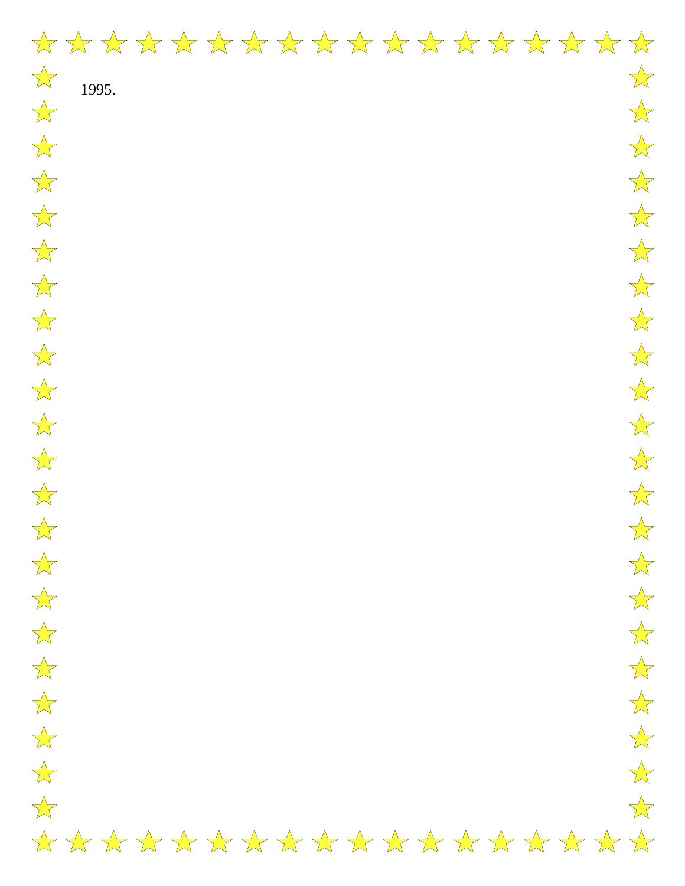1995.